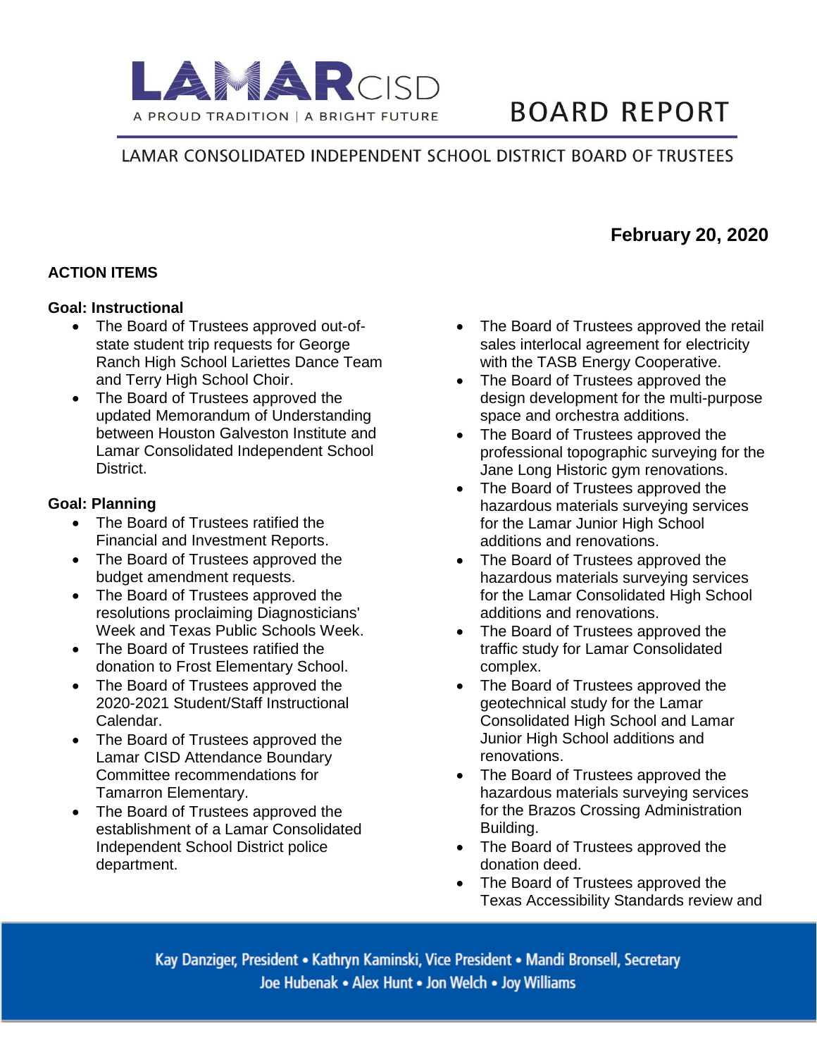LAMAR CISD

A PROUD TRADITION | A BRIGHT FUTURE

# BOARD REPORT

## LAMAR CONSOLIDATED INDEPENDENT SCHOOL DISTRICT BOARD OF TRUSTEES

**February 20, 2020**

### ACTION ITEMS

**Goal: Instructional**

- The Board of Trustees approved out-of-state student trip requests for George Ranch High School Lariettes Dance Team and Terry High School Choir.
- The Board of Trustees approved the updated Memorandum of Understanding between Houston Galveston Institute and Lamar Consolidated Independent School District.

**Goal: Planning**

- The Board of Trustees ratified the Financial and Investment Reports.
- The Board of Trustees approved the budget amendment requests.
- The Board of Trustees approved the resolutions proclaiming Diagnosticians' Week and Texas Public Schools Week.
- The Board of Trustees ratified the donation to Frost Elementary School.
- The Board of Trustees approved the 2020-2021 Student/Staff Instructional Calendar.
- The Board of Trustees approved the Lamar CISD Attendance Boundary Committee recommendations for Tamarron Elementary.
- The Board of Trustees approved the establishment of a Lamar Consolidated Independent School District police department.
- The Board of Trustees approved the retail sales interlocal agreement for electricity with the TASB Energy Cooperative.
- The Board of Trustees approved the design development for the multi-purpose space and orchestra additions.
- The Board of Trustees approved the professional topographic surveying for the Jane Long Historic gym renovations.
- The Board of Trustees approved the hazardous materials surveying services for the Lamar Junior High School additions and renovations.
- The Board of Trustees approved the hazardous materials surveying services for the Lamar Consolidated High School additions and renovations.
- The Board of Trustees approved the traffic study for Lamar Consolidated complex.
- The Board of Trustees approved the geotechnical study for the Lamar Consolidated High School and Lamar Junior High School additions and renovations.
- The Board of Trustees approved the hazardous materials surveying services for the Brazos Crossing Administration Building.
- The Board of Trustees approved the donation deed.
- The Board of Trustees approved the Texas Accessibility Standards review and

Kay Danziger, President • Kathryn Kaminski, Vice President • Mandi Bronsell, Secretary
Joe Hubenak • Alex Hunt • Jon Welch • Joy Williams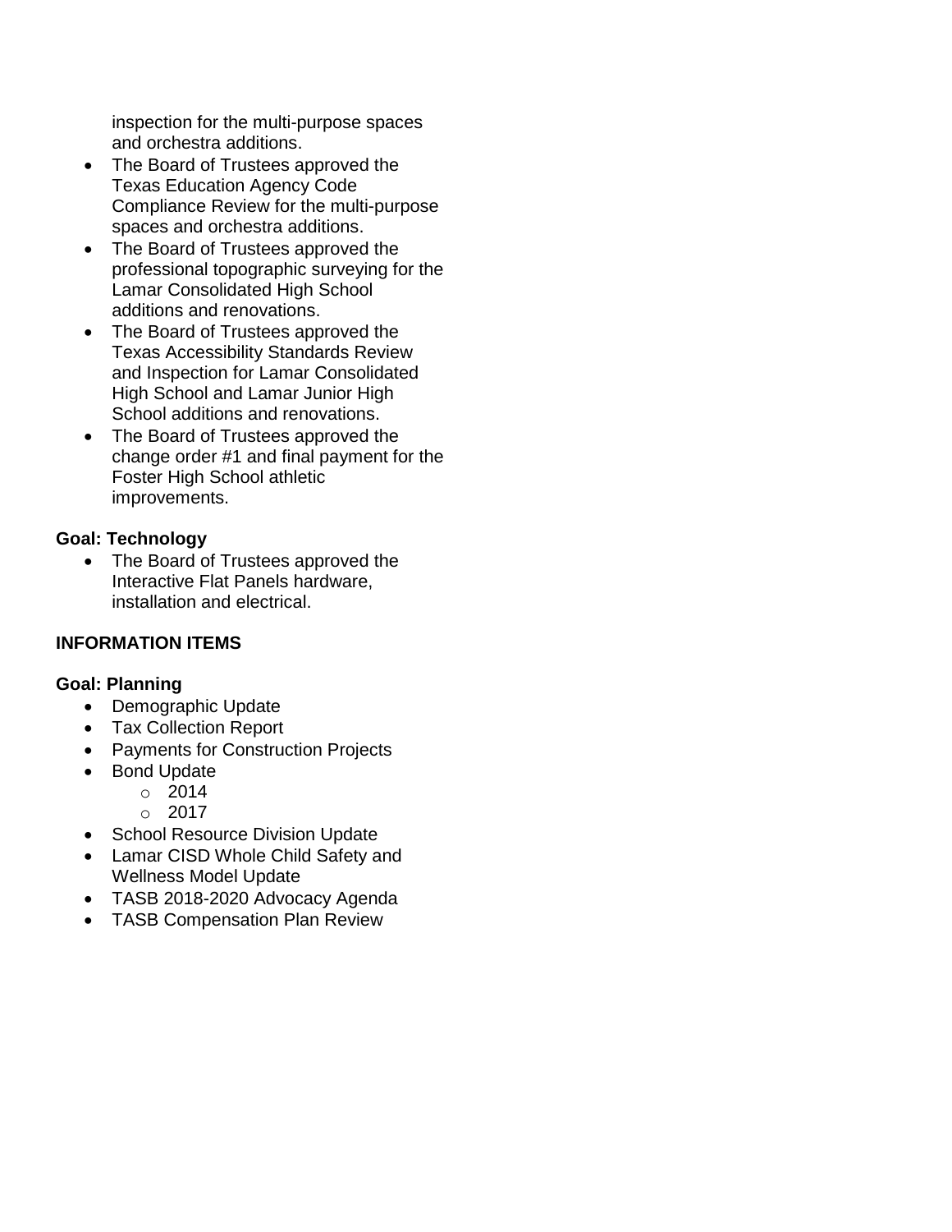inspection for the multi-purpose spaces and orchestra additions.
- The Board of Trustees approved the Texas Education Agency Code Compliance Review for the multi-purpose spaces and orchestra additions.
- The Board of Trustees approved the professional topographic surveying for the Lamar Consolidated High School additions and renovations.
- The Board of Trustees approved the Texas Accessibility Standards Review and Inspection for Lamar Consolidated High School and Lamar Junior High School additions and renovations.
- The Board of Trustees approved the change order #1 and final payment for the Foster High School athletic improvements.

**Goal: Technology**
- The Board of Trustees approved the Interactive Flat Panels hardware, installation and electrical.

**INFORMATION ITEMS**

**Goal: Planning**
- Demographic Update
- Tax Collection Report
- Payments for Construction Projects
- Bond Update
    - 2014
    - 2017
- School Resource Division Update
- Lamar CISD Whole Child Safety and Wellness Model Update
- TASB 2018-2020 Advocacy Agenda
- TASB Compensation Plan Review